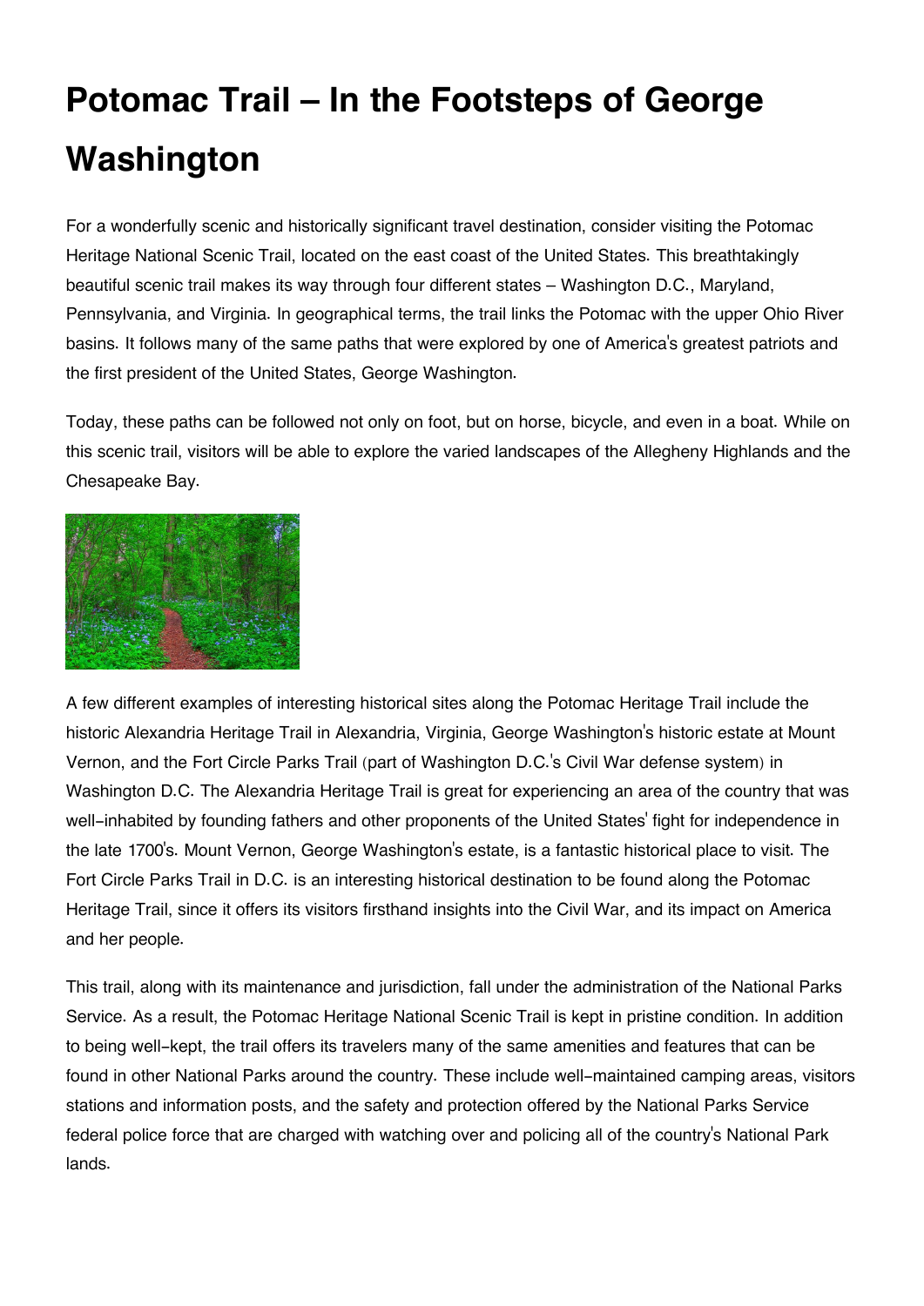# Potomac Trail – In the Footsteps of George Washington

For a wonderfully scenic and historically significant travel destination, consider visiting the Potomac Heritage National Scenic Trail, located on the east coast of the United States. This breathtakingly beautiful scenic trail makes its way through four different states – Washington D.C., Maryland, Pennsylvania, and Virginia. In geographical terms, the trail links the Potomac with the upper Ohio River basins. It follows many of the same paths that were explored by one of America's greatest patriots and the first president of the United States, George Washington.

Today, these paths can be followed not only on foot, but on horse, bicycle, and even in a boat. While on this scenic trail, visitors will be able to explore the varied landscapes of the Allegheny Highlands and the Chesapeake Bay.

A few different examples of interesting historical sites along the Potomac Heritage Trail include the historic Alexandria Heritage Trail in Alexandria, Virginia, George Washington's historic estate at Mount Vernon, and the Fort Circle Parks Trail (part of Washington D.C.'s Civil War defense system) in Washington D.C. The Alexandria Heritage Trail is great for experiencing an area of the country that was well-inhabited by founding fathers and other proponents of the United States' fight for independence in the late 1700's. Mount Vernon, George Washington's estate, is a fantastic historical place to visit. The Fort Circle Parks Trail in D.C. is an interesting historical destination to be found along the Potomac Heritage Trail, since it offers its visitors firsthand insights into the Civil War, and its impact on America and her people.

This trail, along with its maintenance and jurisdiction, fall under the administration of the National Parks Service. As a result, the Potomac Heritage National Scenic Trail is kept in pristine condition. In addition to being well-kept, the trail offers its travelers many of the same amenities and features that can be found in other National Parks around the country. These include well-maintained camping areas, visitors stations and information posts, and the safety and protection offered by the National Parks Service federal police force that are charged with watching over and policing all of the country's National Park lands.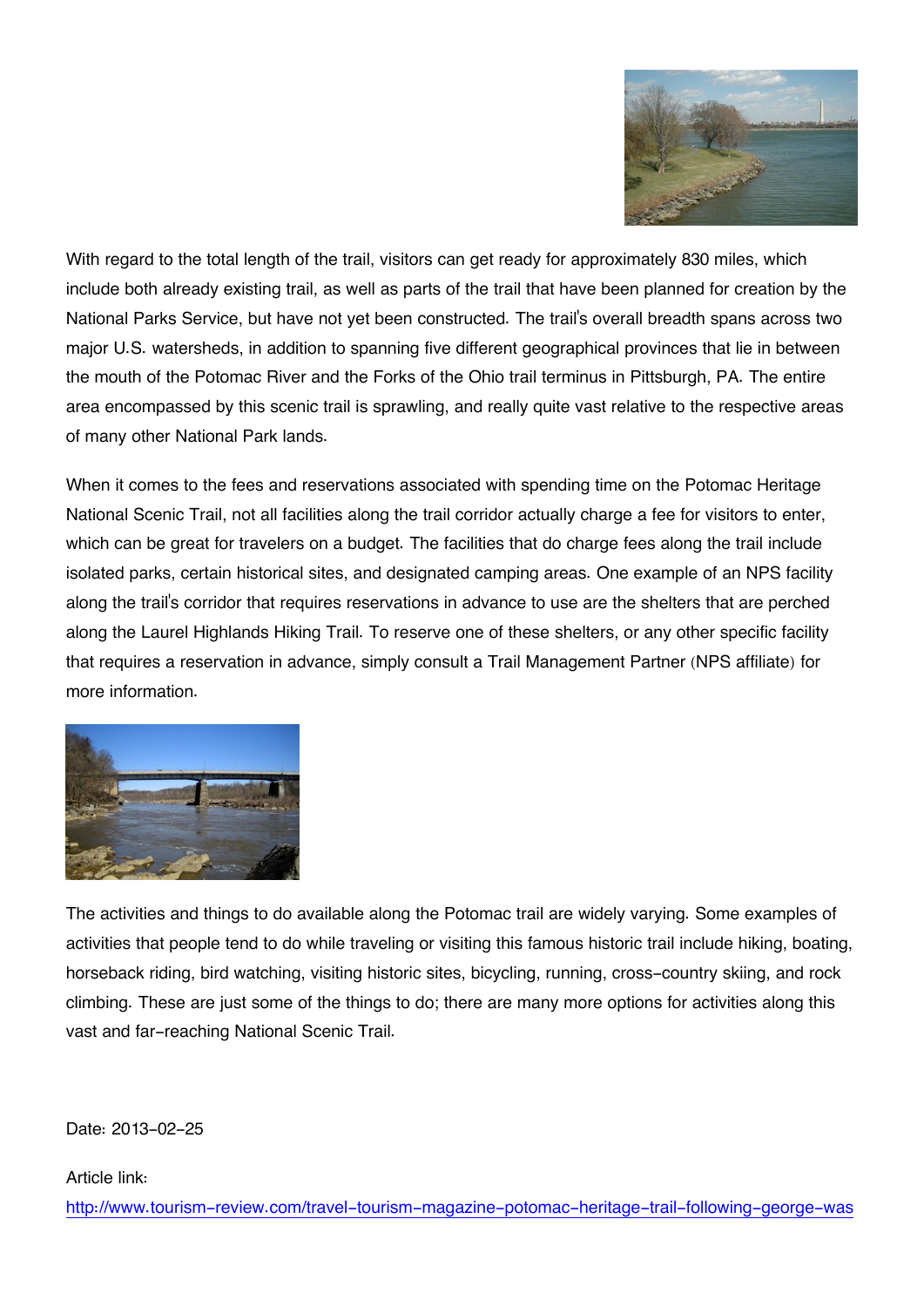With regard to the total length of the trail, visitors can get ready for approximately 830 miles, which include both already existing trail, as well as parts of the trail that have been planned for creation by the National Parks Service, but have not yet been constructed. The trail's overall breadth spans across two major U.S. watersheds, in addition to spanning five different geographical provinces that lie in between the mouth of the Potomac River and the Forks of the Ohio trail terminus in Pittsburgh, PA. The entire area encompassed by this scenic trail is sprawling, and really quite vast relative to the respective areas of many other National Park lands.

When it comes to the fees and reservations associated with spending time on the Potomac Heritage National Scenic Trail, not all facilities along the trail corridor actually charge a fee for visitors to enter, which can be great for travelers on a budget. The facilities that do charge fees along the trail include isolated parks, certain historical sites, and designated camping areas. One example of an NPS facility along the trail's corridor that requires reservations in advance to use are the shelters that are perched along the Laurel Highlands Hiking Trail. To reserve one of these shelters, or any other specific facility that requires a reservation in advance, simply consult a Trail Management Partner (NPS affiliate) for more information.

The activities and things to do available along the Potomac trail are widely varying. Some examples of activities that people tend to do while traveling or visiting this famous historic trail include hiking, boating, horseback riding, bird watching, visiting historic sites, bicycling, running, cross-country skiing, and rock climbing. These are just some of the things to do; there are many more options for activities along this vast and far-reaching National Scenic Trail.

Date: 2013-02-25

Article link:
http://www.tourism-review.com/travel-tourism-magazine-potomac-heritage-trail-following-george-was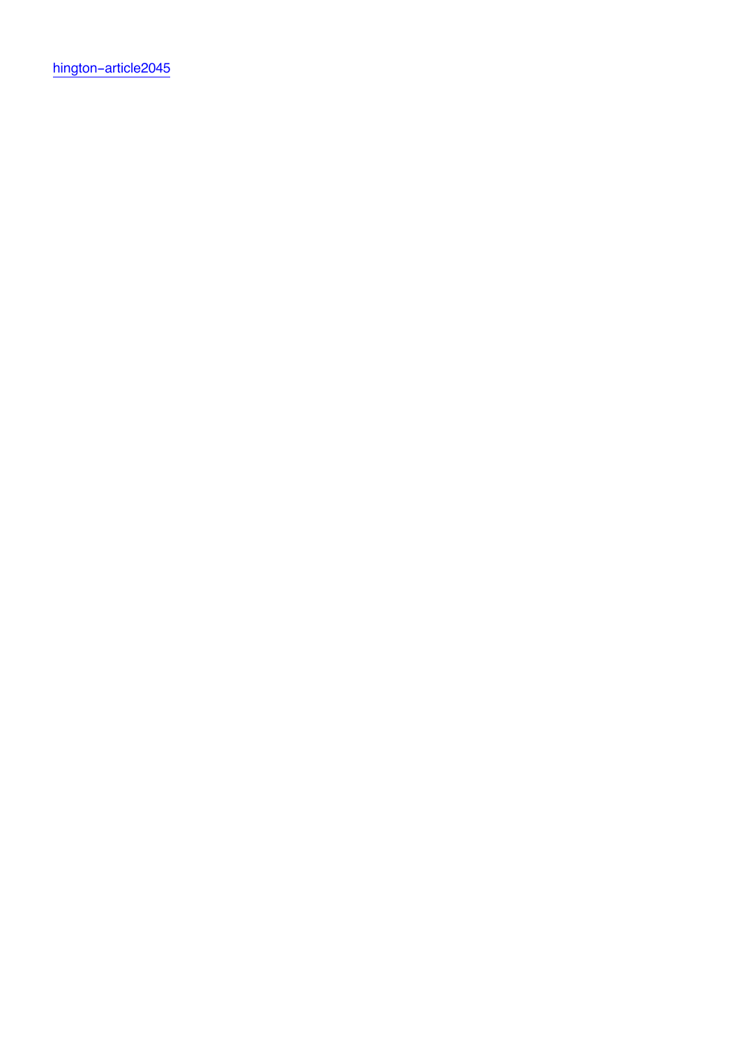hington-article2045